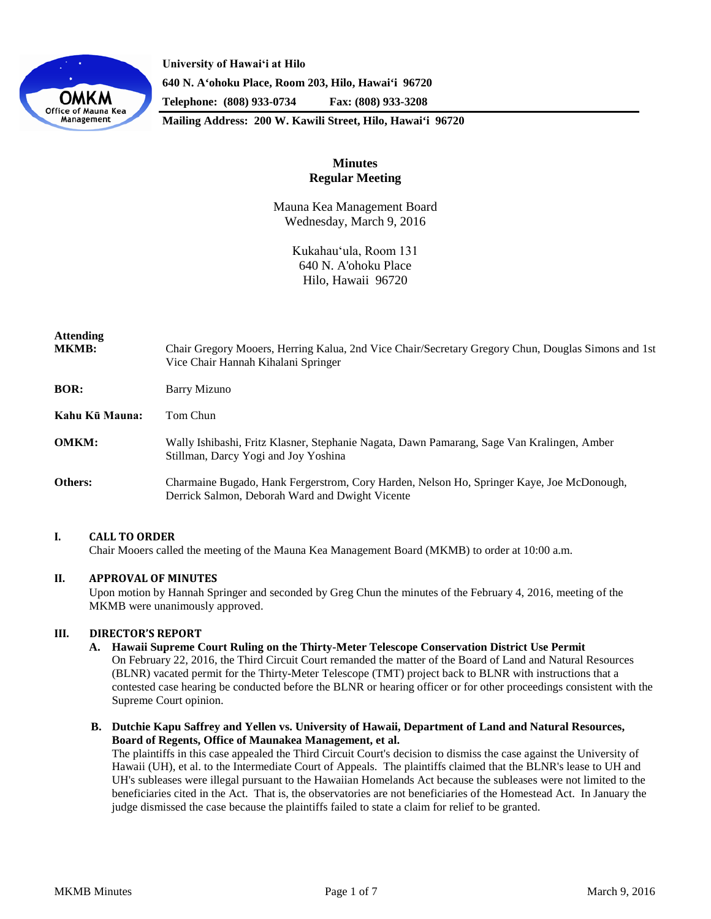University of Hawaiʻi at Hilo
640 N. Aʻohoku Place, Room 203, Hilo, Hawaiʻi 96720
Telephone: (808) 933-0734 Fax: (808) 933-3208
Mailing Address: 200 W. Kawili Street, Hilo, Hawaiʻi 96720

# Minutes
## Regular Meeting

Mauna Kea Management Board
Wednesday, March 9, 2016

Kukahauʻula, Room 131
640 N. A'ohoku Place
Hilo, Hawaii 96720

**Attending MKMB:** Chair Gregory Mooers, Herring Kalua, 2nd Vice Chair/Secretary Gregory Chun, Douglas Simons and 1st Vice Chair Hannah Kihalani Springer

**BOR:** Barry Mizuno

**Kahu Kū Mauna:** Tom Chun

**OMKM:** Wally Ishibashi, Fritz Klasner, Stephanie Nagata, Dawn Pamarang, Sage Van Kralingen, Amber Stillman, Darcy Yogi and Joy Yoshina

**Others:** Charmaine Bugado, Hank Fergerstrom, Cory Harden, Nelson Ho, Springer Kaye, Joe McDonough, Derrick Salmon, Deborah Ward and Dwight Vicente

### I. CALL TO ORDER

Chair Mooers called the meeting of the Mauna Kea Management Board (MKMB) to order at 10:00 a.m.

### II. APPROVAL OF MINUTES

Upon motion by Hannah Springer and seconded by Greg Chun the minutes of the February 4, 2016, meeting of the MKMB were unanimously approved.

### III. DIRECTOR'S REPORT

**A. Hawaii Supreme Court Ruling on the Thirty-Meter Telescope Conservation District Use Permit**

On February 22, 2016, the Third Circuit Court remanded the matter of the Board of Land and Natural Resources (BLNR) vacated permit for the Thirty-Meter Telescope (TMT) project back to BLNR with instructions that a contested case hearing be conducted before the BLNR or hearing officer or for other proceedings consistent with the Supreme Court opinion.

**B. Dutchie Kapu Saffrey and Yellen vs. University of Hawaii, Department of Land and Natural Resources, Board of Regents, Office of Maunakea Management, et al.**

The plaintiffs in this case appealed the Third Circuit Court's decision to dismiss the case against the University of Hawaii (UH), et al. to the Intermediate Court of Appeals. The plaintiffs claimed that the BLNR's lease to UH and UH's subleases were illegal pursuant to the Hawaiian Homelands Act because the subleases were not limited to the beneficiaries cited in the Act. That is, the observatories are not beneficiaries of the Homestead Act. In January the judge dismissed the case because the plaintiffs failed to state a claim for relief to be granted.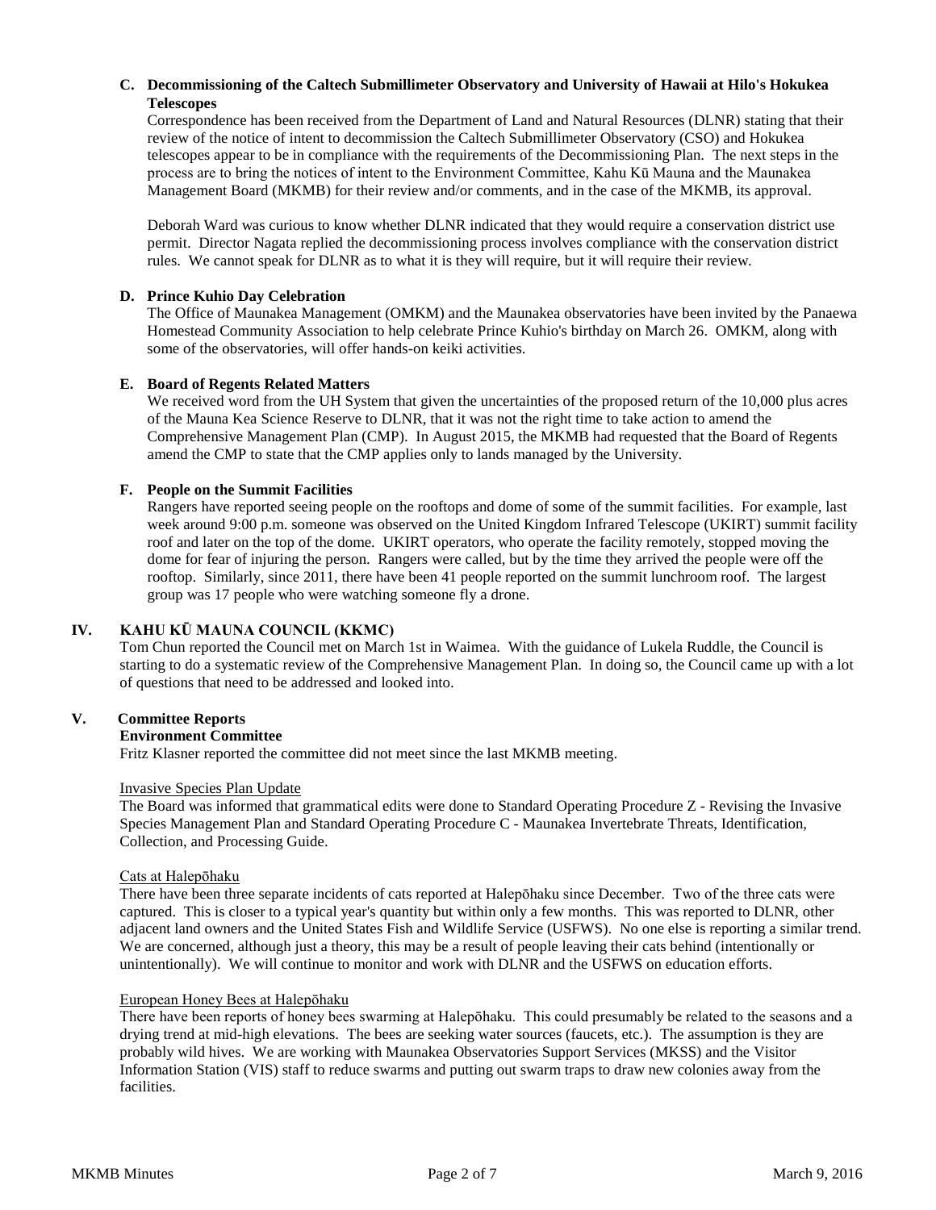### C. Decommissioning of the Caltech Submillimeter Observatory and University of Hawaii at Hilo's Hokukea Telescopes

Correspondence has been received from the Department of Land and Natural Resources (DLNR) stating that their review of the notice of intent to decommission the Caltech Submillimeter Observatory (CSO) and Hokukea telescopes appear to be in compliance with the requirements of the Decommissioning Plan. The next steps in the process are to bring the notices of intent to the Environment Committee, Kahu Kū Mauna and the Maunakea Management Board (MKMB) for their review and/or comments, and in the case of the MKMB, its approval.

Deborah Ward was curious to know whether DLNR indicated that they would require a conservation district use permit. Director Nagata replied the decommissioning process involves compliance with the conservation district rules. We cannot speak for DLNR as to what it is they will require, but it will require their review.

### D. Prince Kuhio Day Celebration

The Office of Maunakea Management (OMKM) and the Maunakea observatories have been invited by the Panaewa Homestead Community Association to help celebrate Prince Kuhio's birthday on March 26. OMKM, along with some of the observatories, will offer hands-on keiki activities.

### E. Board of Regents Related Matters

We received word from the UH System that given the uncertainties of the proposed return of the 10,000 plus acres of the Mauna Kea Science Reserve to DLNR, that it was not the right time to take action to amend the Comprehensive Management Plan (CMP). In August 2015, the MKMB had requested that the Board of Regents amend the CMP to state that the CMP applies only to lands managed by the University.

### F. People on the Summit Facilities

Rangers have reported seeing people on the rooftops and dome of some of the summit facilities. For example, last week around 9:00 p.m. someone was observed on the United Kingdom Infrared Telescope (UKIRT) summit facility roof and later on the top of the dome. UKIRT operators, who operate the facility remotely, stopped moving the dome for fear of injuring the person. Rangers were called, but by the time they arrived the people were off the rooftop. Similarly, since 2011, there have been 41 people reported on the summit lunchroom roof. The largest group was 17 people who were watching someone fly a drone.

## IV. KAHU KŪ MAUNA COUNCIL (KKMC)

Tom Chun reported the Council met on March 1st in Waimea. With the guidance of Lukela Ruddle, the Council is starting to do a systematic review of the Comprehensive Management Plan. In doing so, the Council came up with a lot of questions that need to be addressed and looked into.

## V. Committee Reports

### Environment Committee

Fritz Klasner reported the committee did not meet since the last MKMB meeting.

Invasive Species Plan Update

The Board was informed that grammatical edits were done to Standard Operating Procedure Z - Revising the Invasive Species Management Plan and Standard Operating Procedure C - Maunakea Invertebrate Threats, Identification, Collection, and Processing Guide.

Cats at Halepōhaku

There have been three separate incidents of cats reported at Halepōhaku since December. Two of the three cats were captured. This is closer to a typical year's quantity but within only a few months. This was reported to DLNR, other adjacent land owners and the United States Fish and Wildlife Service (USFWS). No one else is reporting a similar trend. We are concerned, although just a theory, this may be a result of people leaving their cats behind (intentionally or unintentionally). We will continue to monitor and work with DLNR and the USFWS on education efforts.

European Honey Bees at Halepōhaku

There have been reports of honey bees swarming at Halepōhaku. This could presumably be related to the seasons and a drying trend at mid-high elevations. The bees are seeking water sources (faucets, etc.). The assumption is they are probably wild hives. We are working with Maunakea Observatories Support Services (MKSS) and the Visitor Information Station (VIS) staff to reduce swarms and putting out swarm traps to draw new colonies away from the facilities.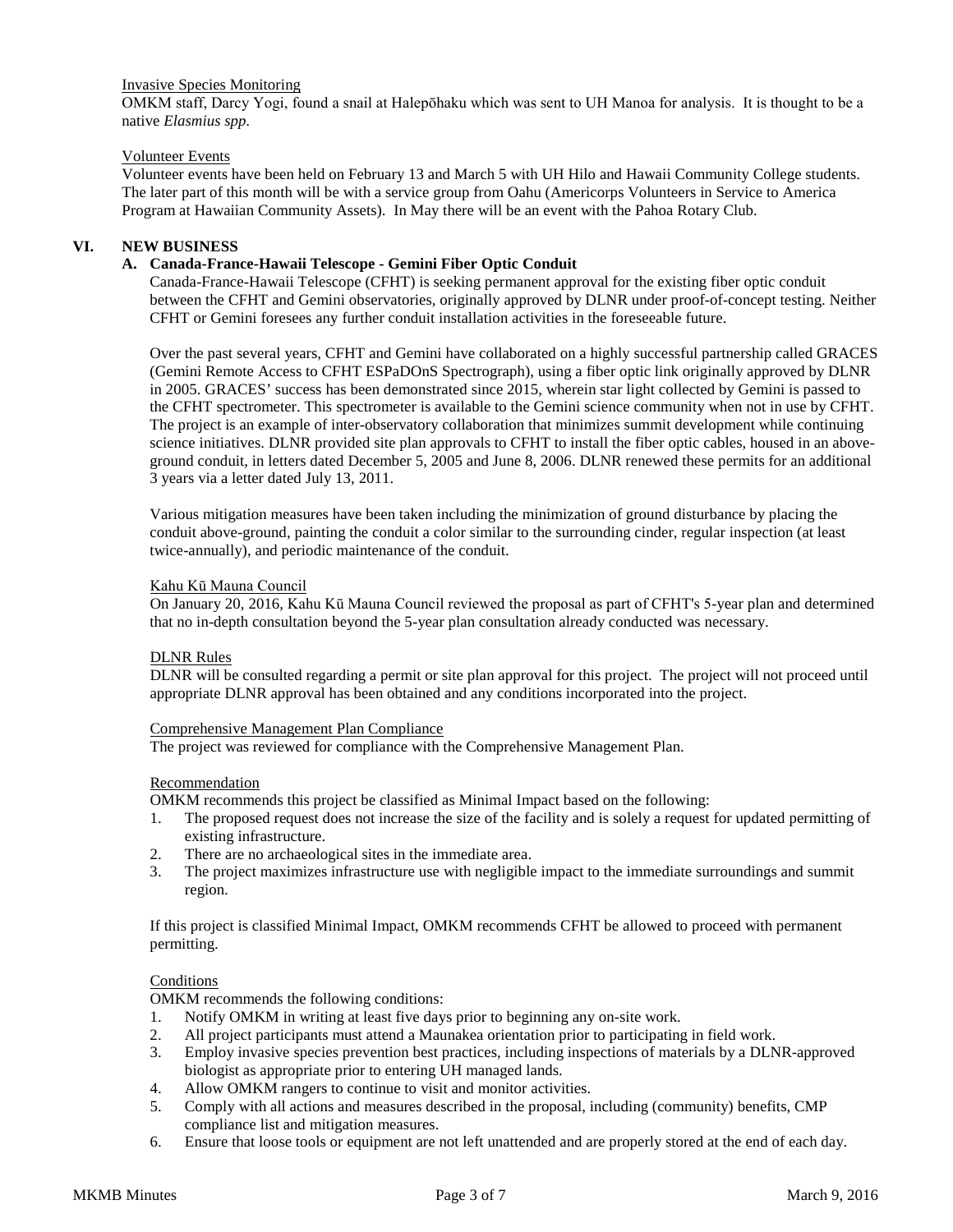Invasive Species Monitoring

OMKM staff, Darcy Yogi, found a snail at Halepōhaku which was sent to UH Manoa for analysis. It is thought to be a native *Elasmius spp*.

Volunteer Events

Volunteer events have been held on February 13 and March 5 with UH Hilo and Hawaii Community College students. The later part of this month will be with a service group from Oahu (Americorps Volunteers in Service to America Program at Hawaiian Community Assets). In May there will be an event with the Pahoa Rotary Club.

## VI. NEW BUSINESS

### A. Canada-France-Hawaii Telescope - Gemini Fiber Optic Conduit

Canada-France-Hawaii Telescope (CFHT) is seeking permanent approval for the existing fiber optic conduit between the CFHT and Gemini observatories, originally approved by DLNR under proof-of-concept testing. Neither CFHT or Gemini foresees any further conduit installation activities in the foreseeable future.

Over the past several years, CFHT and Gemini have collaborated on a highly successful partnership called GRACES (Gemini Remote Access to CFHT ESPaDOnS Spectrograph), using a fiber optic link originally approved by DLNR in 2005. GRACES' success has been demonstrated since 2015, wherein star light collected by Gemini is passed to the CFHT spectrometer. This spectrometer is available to the Gemini science community when not in use by CFHT. The project is an example of inter-observatory collaboration that minimizes summit development while continuing science initiatives. DLNR provided site plan approvals to CFHT to install the fiber optic cables, housed in an above-ground conduit, in letters dated December 5, 2005 and June 8, 2006. DLNR renewed these permits for an additional 3 years via a letter dated July 13, 2011.

Various mitigation measures have been taken including the minimization of ground disturbance by placing the conduit above-ground, painting the conduit a color similar to the surrounding cinder, regular inspection (at least twice-annually), and periodic maintenance of the conduit.

Kahu Kū Mauna Council

On January 20, 2016, Kahu Kū Mauna Council reviewed the proposal as part of CFHT's 5-year plan and determined that no in-depth consultation beyond the 5-year plan consultation already conducted was necessary.

DLNR Rules

DLNR will be consulted regarding a permit or site plan approval for this project. The project will not proceed until appropriate DLNR approval has been obtained and any conditions incorporated into the project.

Comprehensive Management Plan Compliance

The project was reviewed for compliance with the Comprehensive Management Plan.

Recommendation

OMKM recommends this project be classified as Minimal Impact based on the following:

1. The proposed request does not increase the size of the facility and is solely a request for updated permitting of existing infrastructure.
2. There are no archaeological sites in the immediate area.
3. The project maximizes infrastructure use with negligible impact to the immediate surroundings and summit region.

If this project is classified Minimal Impact, OMKM recommends CFHT be allowed to proceed with permanent permitting.

Conditions

OMKM recommends the following conditions:

1. Notify OMKM in writing at least five days prior to beginning any on-site work.
2. All project participants must attend a Maunakea orientation prior to participating in field work.
3. Employ invasive species prevention best practices, including inspections of materials by a DLNR-approved biologist as appropriate prior to entering UH managed lands.
4. Allow OMKM rangers to continue to visit and monitor activities.
5. Comply with all actions and measures described in the proposal, including (community) benefits, CMP compliance list and mitigation measures.
6. Ensure that loose tools or equipment are not left unattended and are properly stored at the end of each day.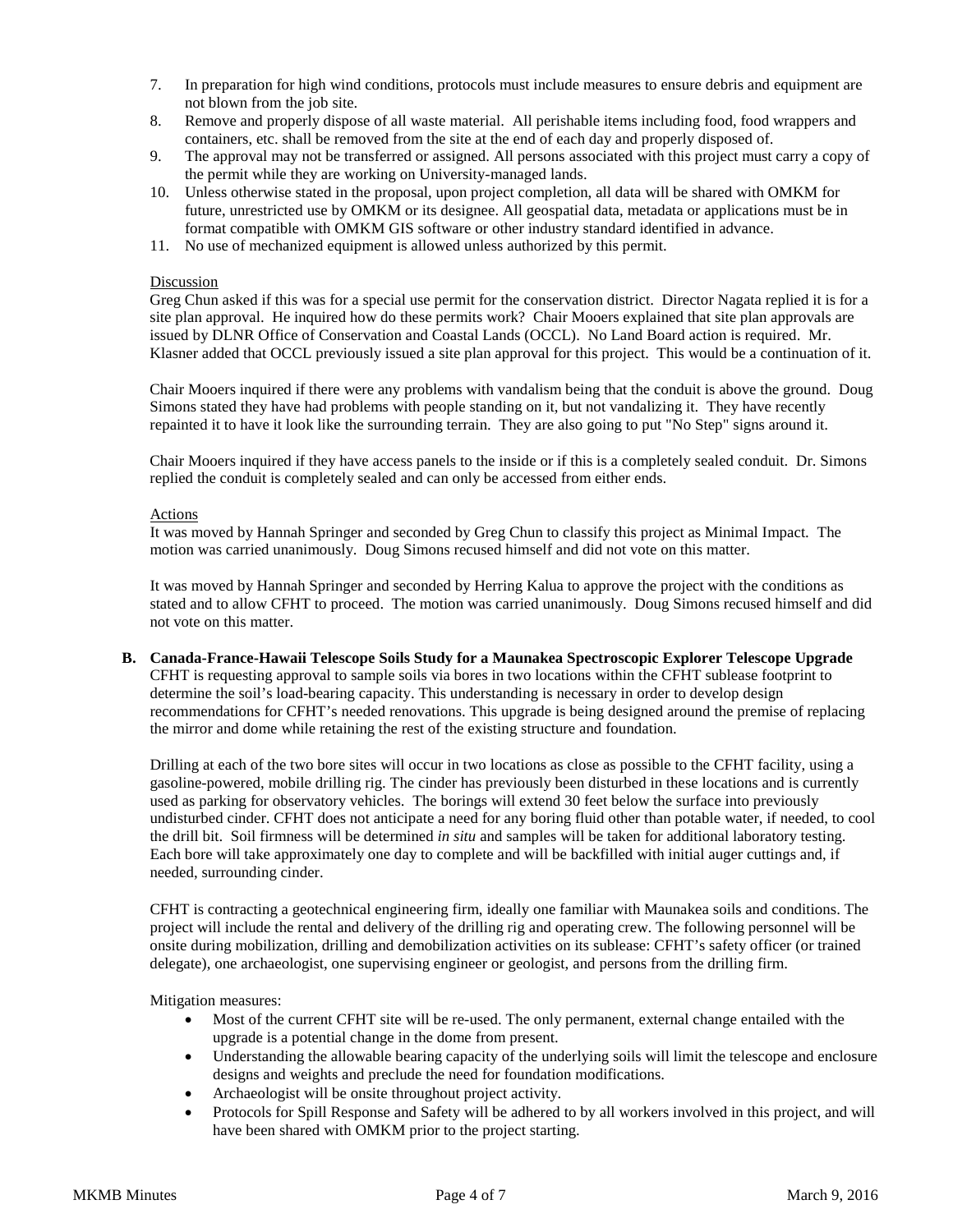7. In preparation for high wind conditions, protocols must include measures to ensure debris and equipment are not blown from the job site.
8. Remove and properly dispose of all waste material. All perishable items including food, food wrappers and containers, etc. shall be removed from the site at the end of each day and properly disposed of.
9. The approval may not be transferred or assigned. All persons associated with this project must carry a copy of the permit while they are working on University-managed lands.
10. Unless otherwise stated in the proposal, upon project completion, all data will be shared with OMKM for future, unrestricted use by OMKM or its designee. All geospatial data, metadata or applications must be in format compatible with OMKM GIS software or other industry standard identified in advance.
11. No use of mechanized equipment is allowed unless authorized by this permit.

Discussion

Greg Chun asked if this was for a special use permit for the conservation district. Director Nagata replied it is for a site plan approval. He inquired how do these permits work? Chair Mooers explained that site plan approvals are issued by DLNR Office of Conservation and Coastal Lands (OCCL). No Land Board action is required. Mr. Klasner added that OCCL previously issued a site plan approval for this project. This would be a continuation of it.

Chair Mooers inquired if there were any problems with vandalism being that the conduit is above the ground. Doug Simons stated they have had problems with people standing on it, but not vandalizing it. They have recently repainted it to have it look like the surrounding terrain. They are also going to put "No Step" signs around it.

Chair Mooers inquired if they have access panels to the inside or if this is a completely sealed conduit. Dr. Simons replied the conduit is completely sealed and can only be accessed from either ends.

Actions

It was moved by Hannah Springer and seconded by Greg Chun to classify this project as Minimal Impact. The motion was carried unanimously. Doug Simons recused himself and did not vote on this matter.

It was moved by Hannah Springer and seconded by Herring Kalua to approve the project with the conditions as stated and to allow CFHT to proceed. The motion was carried unanimously. Doug Simons recused himself and did not vote on this matter.

**B. Canada-France-Hawaii Telescope Soils Study for a Maunakea Spectroscopic Explorer Telescope Upgrade**

CFHT is requesting approval to sample soils via bores in two locations within the CFHT sublease footprint to determine the soil's load-bearing capacity. This understanding is necessary in order to develop design recommendations for CFHT's needed renovations. This upgrade is being designed around the premise of replacing the mirror and dome while retaining the rest of the existing structure and foundation.

Drilling at each of the two bore sites will occur in two locations as close as possible to the CFHT facility, using a gasoline-powered, mobile drilling rig. The cinder has previously been disturbed in these locations and is currently used as parking for observatory vehicles. The borings will extend 30 feet below the surface into previously undisturbed cinder. CFHT does not anticipate a need for any boring fluid other than potable water, if needed, to cool the drill bit. Soil firmness will be determined *in situ* and samples will be taken for additional laboratory testing. Each bore will take approximately one day to complete and will be backfilled with initial auger cuttings and, if needed, surrounding cinder.

CFHT is contracting a geotechnical engineering firm, ideally one familiar with Maunakea soils and conditions. The project will include the rental and delivery of the drilling rig and operating crew. The following personnel will be onsite during mobilization, drilling and demobilization activities on its sublease: CFHT's safety officer (or trained delegate), one archaeologist, one supervising engineer or geologist, and persons from the drilling firm.

Mitigation measures:

- Most of the current CFHT site will be re-used. The only permanent, external change entailed with the upgrade is a potential change in the dome from present.
- Understanding the allowable bearing capacity of the underlying soils will limit the telescope and enclosure designs and weights and preclude the need for foundation modifications.
- Archaeologist will be onsite throughout project activity.
- Protocols for Spill Response and Safety will be adhered to by all workers involved in this project, and will have been shared with OMKM prior to the project starting.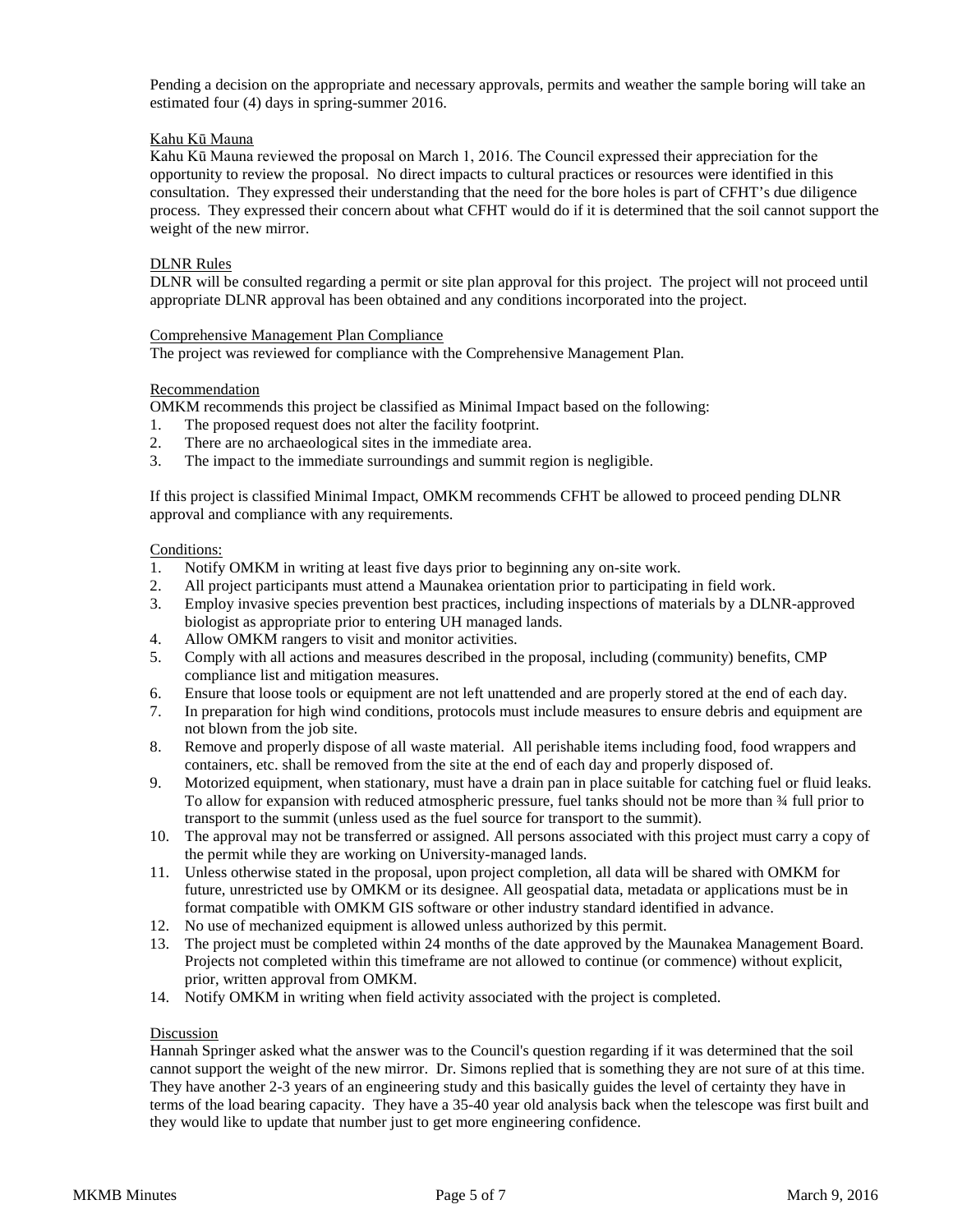Pending a decision on the appropriate and necessary approvals, permits and weather the sample boring will take an estimated four (4) days in spring-summer 2016.

Kahu Kū Mauna

Kahu Kū Mauna reviewed the proposal on March 1, 2016. The Council expressed their appreciation for the opportunity to review the proposal. No direct impacts to cultural practices or resources were identified in this consultation. They expressed their understanding that the need for the bore holes is part of CFHT's due diligence process. They expressed their concern about what CFHT would do if it is determined that the soil cannot support the weight of the new mirror.

DLNR Rules

DLNR will be consulted regarding a permit or site plan approval for this project. The project will not proceed until appropriate DLNR approval has been obtained and any conditions incorporated into the project.

Comprehensive Management Plan Compliance

The project was reviewed for compliance with the Comprehensive Management Plan.

Recommendation

OMKM recommends this project be classified as Minimal Impact based on the following:

1. The proposed request does not alter the facility footprint.
2. There are no archaeological sites in the immediate area.
3. The impact to the immediate surroundings and summit region is negligible.

If this project is classified Minimal Impact, OMKM recommends CFHT be allowed to proceed pending DLNR approval and compliance with any requirements.

Conditions:

1. Notify OMKM in writing at least five days prior to beginning any on-site work.
2. All project participants must attend a Maunakea orientation prior to participating in field work.
3. Employ invasive species prevention best practices, including inspections of materials by a DLNR-approved biologist as appropriate prior to entering UH managed lands.
4. Allow OMKM rangers to visit and monitor activities.
5. Comply with all actions and measures described in the proposal, including (community) benefits, CMP compliance list and mitigation measures.
6. Ensure that loose tools or equipment are not left unattended and are properly stored at the end of each day.
7. In preparation for high wind conditions, protocols must include measures to ensure debris and equipment are not blown from the job site.
8. Remove and properly dispose of all waste material. All perishable items including food, food wrappers and containers, etc. shall be removed from the site at the end of each day and properly disposed of.
9. Motorized equipment, when stationary, must have a drain pan in place suitable for catching fuel or fluid leaks. To allow for expansion with reduced atmospheric pressure, fuel tanks should not be more than ¾ full prior to transport to the summit (unless used as the fuel source for transport to the summit).
10. The approval may not be transferred or assigned. All persons associated with this project must carry a copy of the permit while they are working on University-managed lands.
11. Unless otherwise stated in the proposal, upon project completion, all data will be shared with OMKM for future, unrestricted use by OMKM or its designee. All geospatial data, metadata or applications must be in format compatible with OMKM GIS software or other industry standard identified in advance.
12. No use of mechanized equipment is allowed unless authorized by this permit.
13. The project must be completed within 24 months of the date approved by the Maunakea Management Board. Projects not completed within this timeframe are not allowed to continue (or commence) without explicit, prior, written approval from OMKM.
14. Notify OMKM in writing when field activity associated with the project is completed.

Discussion

Hannah Springer asked what the answer was to the Council's question regarding if it was determined that the soil cannot support the weight of the new mirror. Dr. Simons replied that is something they are not sure of at this time. They have another 2-3 years of an engineering study and this basically guides the level of certainty they have in terms of the load bearing capacity. They have a 35-40 year old analysis back when the telescope was first built and they would like to update that number just to get more engineering confidence.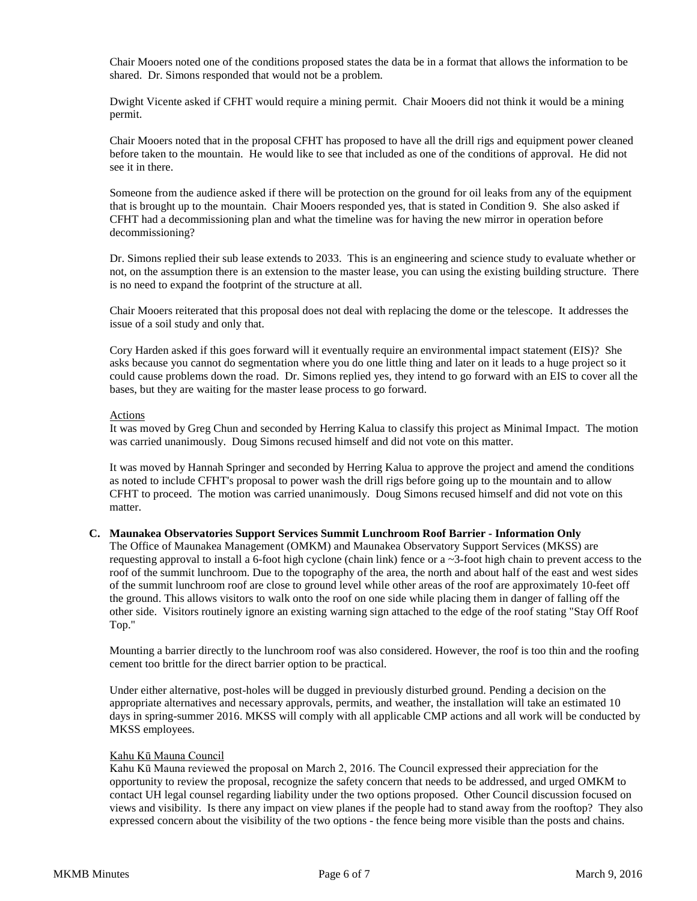Chair Mooers noted one of the conditions proposed states the data be in a format that allows the information to be shared. Dr. Simons responded that would not be a problem.

Dwight Vicente asked if CFHT would require a mining permit. Chair Mooers did not think it would be a mining permit.

Chair Mooers noted that in the proposal CFHT has proposed to have all the drill rigs and equipment power cleaned before taken to the mountain. He would like to see that included as one of the conditions of approval. He did not see it in there.

Someone from the audience asked if there will be protection on the ground for oil leaks from any of the equipment that is brought up to the mountain. Chair Mooers responded yes, that is stated in Condition 9. She also asked if CFHT had a decommissioning plan and what the timeline was for having the new mirror in operation before decommissioning?

Dr. Simons replied their sub lease extends to 2033. This is an engineering and science study to evaluate whether or not, on the assumption there is an extension to the master lease, you can using the existing building structure. There is no need to expand the footprint of the structure at all.

Chair Mooers reiterated that this proposal does not deal with replacing the dome or the telescope. It addresses the issue of a soil study and only that.

Cory Harden asked if this goes forward will it eventually require an environmental impact statement (EIS)? She asks because you cannot do segmentation where you do one little thing and later on it leads to a huge project so it could cause problems down the road. Dr. Simons replied yes, they intend to go forward with an EIS to cover all the bases, but they are waiting for the master lease process to go forward.

Actions

It was moved by Greg Chun and seconded by Herring Kalua to classify this project as Minimal Impact. The motion was carried unanimously. Doug Simons recused himself and did not vote on this matter.

It was moved by Hannah Springer and seconded by Herring Kalua to approve the project and amend the conditions as noted to include CFHT's proposal to power wash the drill rigs before going up to the mountain and to allow CFHT to proceed. The motion was carried unanimously. Doug Simons recused himself and did not vote on this matter.

**C. Maunakea Observatories Support Services Summit Lunchroom Roof Barrier - Information Only**

The Office of Maunakea Management (OMKM) and Maunakea Observatory Support Services (MKSS) are requesting approval to install a 6-foot high cyclone (chain link) fence or a ~3-foot high chain to prevent access to the roof of the summit lunchroom. Due to the topography of the area, the north and about half of the east and west sides of the summit lunchroom roof are close to ground level while other areas of the roof are approximately 10-feet off the ground. This allows visitors to walk onto the roof on one side while placing them in danger of falling off the other side. Visitors routinely ignore an existing warning sign attached to the edge of the roof stating "Stay Off Roof Top."

Mounting a barrier directly to the lunchroom roof was also considered. However, the roof is too thin and the roofing cement too brittle for the direct barrier option to be practical.

Under either alternative, post-holes will be dugged in previously disturbed ground. Pending a decision on the appropriate alternatives and necessary approvals, permits, and weather, the installation will take an estimated 10 days in spring-summer 2016. MKSS will comply with all applicable CMP actions and all work will be conducted by MKSS employees.

Kahu Kū Mauna Council

Kahu Kū Mauna reviewed the proposal on March 2, 2016. The Council expressed their appreciation for the opportunity to review the proposal, recognize the safety concern that needs to be addressed, and urged OMKM to contact UH legal counsel regarding liability under the two options proposed. Other Council discussion focused on views and visibility. Is there any impact on view planes if the people had to stand away from the rooftop? They also expressed concern about the visibility of the two options - the fence being more visible than the posts and chains.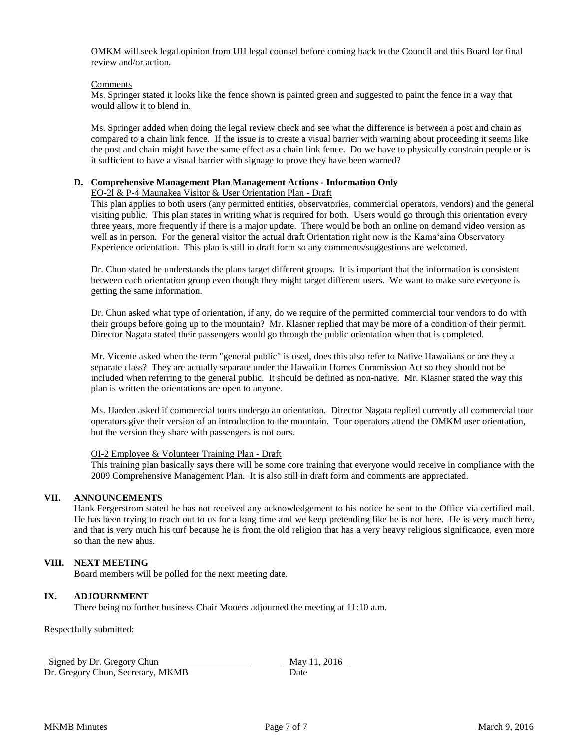OMKM will seek legal opinion from UH legal counsel before coming back to the Council and this Board for final review and/or action.

Comments

Ms. Springer stated it looks like the fence shown is painted green and suggested to paint the fence in a way that would allow it to blend in.

Ms. Springer added when doing the legal review check and see what the difference is between a post and chain as compared to a chain link fence. If the issue is to create a visual barrier with warning about proceeding it seems like the post and chain might have the same effect as a chain link fence. Do we have to physically constrain people or is it sufficient to have a visual barrier with signage to prove they have been warned?

### D. Comprehensive Management Plan Management Actions - Information Only

EO-2l & P-4 Maunakea Visitor & User Orientation Plan - Draft

This plan applies to both users (any permitted entities, observatories, commercial operators, vendors) and the general visiting public. This plan states in writing what is required for both. Users would go through this orientation every three years, more frequently if there is a major update. There would be both an online on demand video version as well as in person. For the general visitor the actual draft Orientation right now is the Kama'aina Observatory Experience orientation. This plan is still in draft form so any comments/suggestions are welcomed.

Dr. Chun stated he understands the plans target different groups. It is important that the information is consistent between each orientation group even though they might target different users. We want to make sure everyone is getting the same information.

Dr. Chun asked what type of orientation, if any, do we require of the permitted commercial tour vendors to do with their groups before going up to the mountain? Mr. Klasner replied that may be more of a condition of their permit. Director Nagata stated their passengers would go through the public orientation when that is completed.

Mr. Vicente asked when the term "general public" is used, does this also refer to Native Hawaiians or are they a separate class? They are actually separate under the Hawaiian Homes Commission Act so they should not be included when referring to the general public. It should be defined as non-native. Mr. Klasner stated the way this plan is written the orientations are open to anyone.

Ms. Harden asked if commercial tours undergo an orientation. Director Nagata replied currently all commercial tour operators give their version of an introduction to the mountain. Tour operators attend the OMKM user orientation, but the version they share with passengers is not ours.

OI-2 Employee & Volunteer Training Plan - Draft

This training plan basically says there will be some core training that everyone would receive in compliance with the 2009 Comprehensive Management Plan. It is also still in draft form and comments are appreciated.

## VII. ANNOUNCEMENTS

Hank Fergerstrom stated he has not received any acknowledgement to his notice he sent to the Office via certified mail. He has been trying to reach out to us for a long time and we keep pretending like he is not here. He is very much here, and that is very much his turf because he is from the old religion that has a very heavy religious significance, even more so than the new ahus.

## VIII. NEXT MEETING

Board members will be polled for the next meeting date.

## IX. ADJOURNMENT

There being no further business Chair Mooers adjourned the meeting at 11:10 a.m.

Respectfully submitted:

Signed by Dr. Gregory Chun — May 11, 2016

Dr. Gregory Chun, Secretary, MKMB — Date